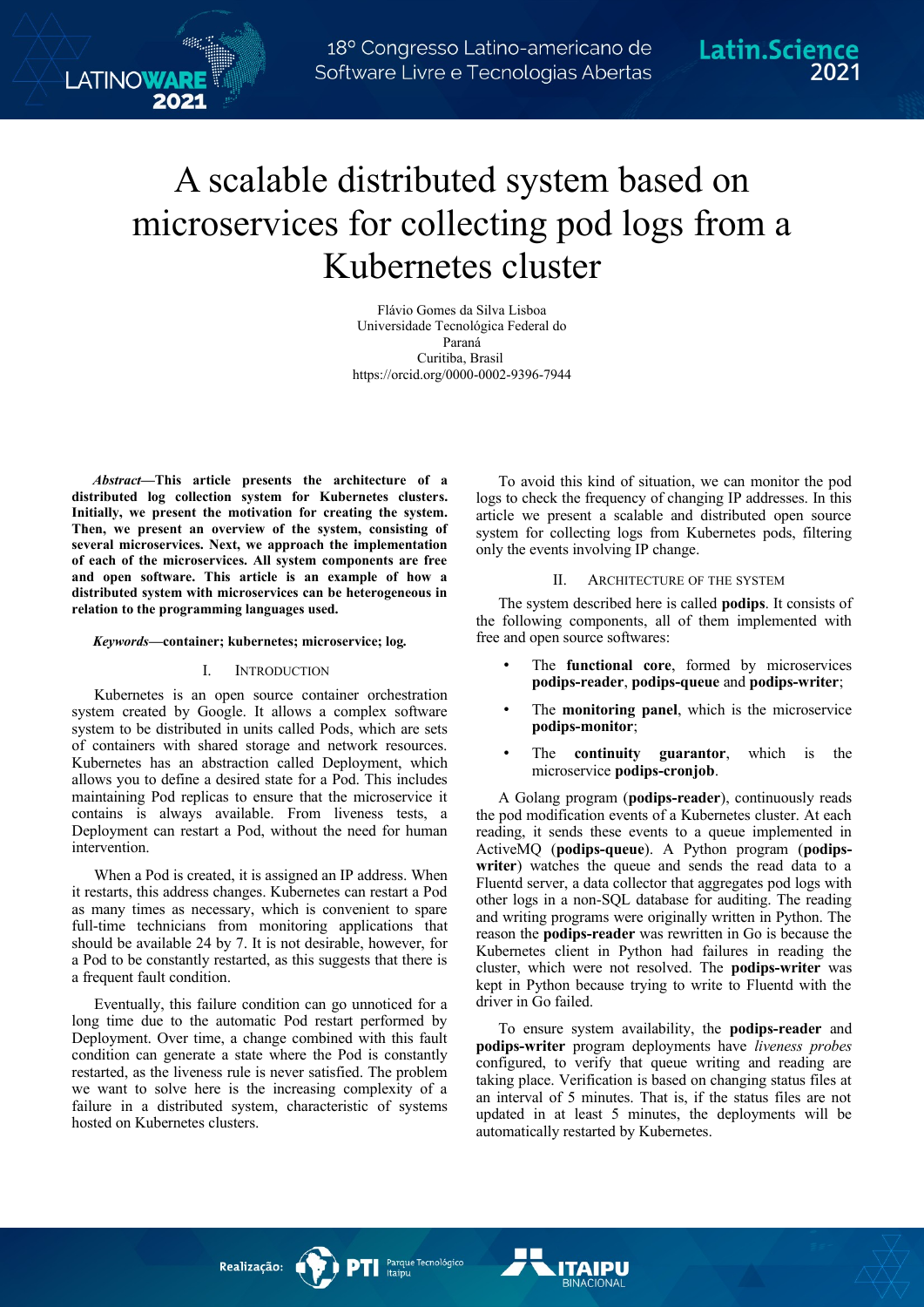# A scalable distributed system based on microservices for collecting pod logs from a Kubernetes cluster

Flávio Gomes da Silva Lisboa
Universidade Tecnológica Federal do Paraná
Curitiba, Brasil
https://orcid.org/0000-0002-9396-7944

***Abstract*—This article presents the architecture of a distributed log collection system for Kubernetes clusters. Initially, we present the motivation for creating the system. Then, we present an overview of the system, consisting of several microservices. Next, we approach the implementation of each of the microservices. All system components are free and open software. This article is an example of how a distributed system with microservices can be heterogeneous in relation to the programming languages used.**

***Keywords*—container; kubernetes; microservice; log.**

## I. Introduction

Kubernetes is an open source container orchestration system created by Google. It allows a complex software system to be distributed in units called Pods, which are sets of containers with shared storage and network resources. Kubernetes has an abstraction called Deployment, which allows you to define a desired state for a Pod. This includes maintaining Pod replicas to ensure that the microservice it contains is always available. From liveness tests, a Deployment can restart a Pod, without the need for human intervention.

When a Pod is created, it is assigned an IP address. When it restarts, this address changes. Kubernetes can restart a Pod as many times as necessary, which is convenient to spare full-time technicians from monitoring applications that should be available 24 by 7. It is not desirable, however, for a Pod to be constantly restarted, as this suggests that there is a frequent fault condition.

Eventually, this failure condition can go unnoticed for a long time due to the automatic Pod restart performed by Deployment. Over time, a change combined with this fault condition can generate a state where the Pod is constantly restarted, as the liveness rule is never satisfied. The problem we want to solve here is the increasing complexity of a failure in a distributed system, characteristic of systems hosted on Kubernetes clusters.

To avoid this kind of situation, we can monitor the pod logs to check the frequency of changing IP addresses. In this article we present a scalable and distributed open source system for collecting logs from Kubernetes pods, filtering only the events involving IP change.

## II. Architecture of the System

The system described here is called **podips**. It consists of the following components, all of them implemented with free and open source softwares:

- The **functional core**, formed by microservices **podips-reader**, **podips-queue** and **podips-writer**;
- The **monitoring panel**, which is the microservice **podips-monitor**;
- The **continuity guarantor**, which is the microservice **podips-cronjob**.

A Golang program (**podips-reader**), continuously reads the pod modification events of a Kubernetes cluster. At each reading, it sends these events to a queue implemented in ActiveMQ (**podips-queue**). A Python program (**podips-writer**) watches the queue and sends the read data to a Fluentd server, a data collector that aggregates pod logs with other logs in a non-SQL database for auditing. The reading and writing programs were originally written in Python. The reason the **podips-reader** was rewritten in Go is because the Kubernetes client in Python had failures in reading the cluster, which were not resolved. The **podips-writer** was kept in Python because trying to write to Fluentd with the driver in Go failed.

To ensure system availability, the **podips-reader** and **podips-writer** program deployments have *liveness probes* configured, to verify that queue writing and reading are taking place. Verification is based on changing status files at an interval of 5 minutes. That is, if the status files are not updated in at least 5 minutes, the deployments will be automatically restarted by Kubernetes.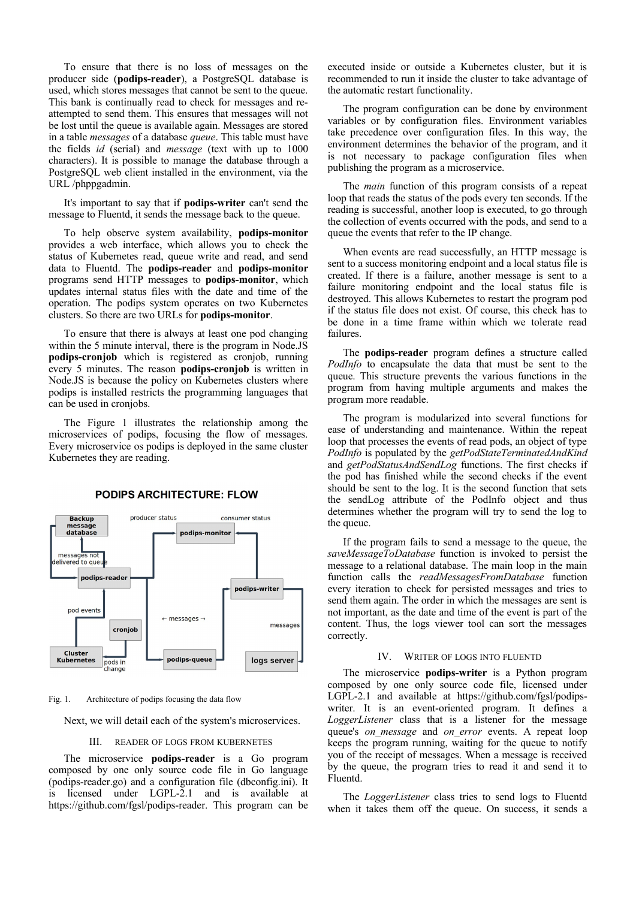To ensure that there is no loss of messages on the producer side (**podips-reader**), a PostgreSQL database is used, which stores messages that cannot be sent to the queue. This bank is continually read to check for messages and re-attempted to send them. This ensures that messages will not be lost until the queue is available again. Messages are stored in a table *messages* of a database *queue*. This table must have the fields *id* (serial) and *message* (text with up to 1000 characters). It is possible to manage the database through a PostgreSQL web client installed in the environment, via the URL /phppgadmin.

It's important to say that if **podips-writer** can't send the message to Fluentd, it sends the message back to the queue.

To help observe system availability, **podips-monitor** provides a web interface, which allows you to check the status of Kubernetes read, queue write and read, and send data to Fluentd. The **podips-reader** and **podips-monitor** programs send HTTP messages to **podips-monitor**, which updates internal status files with the date and time of the operation. The podips system operates on two Kubernetes clusters. So there are two URLs for **podips-monitor**.

To ensure that there is always at least one pod changing within the 5 minute interval, there is the program in Node.JS **podips-cronjob** which is registered as cronjob, running every 5 minutes. The reason **podips-cronjob** is written in Node.JS is because the policy on Kubernetes clusters where podips is installed restricts the programming languages that can be used in cronjobs.

The Figure 1 illustrates the relationship among the microservices of podips, focusing the flow of messages. Every microservice os podips is deployed in the same cluster Kubernetes they are reading.

Fig. 1. Architecture of podips focusing the data flow

Next, we will detail each of the system's microservices.

## III. Reader of Logs from Kubernetes

The microservice **podips-reader** is a Go program composed by one only source code file in Go language (podips-reader.go) and a configuration file (dbconfig.ini). It is licensed under LGPL-2.1 and is available at https://github.com/fgsl/podips-reader. This program can be executed inside or outside a Kubernetes cluster, but it is recommended to run it inside the cluster to take advantage of the automatic restart functionality.

The program configuration can be done by environment variables or by configuration files. Environment variables take precedence over configuration files. In this way, the environment determines the behavior of the program, and it is not necessary to package configuration files when publishing the program as a microservice.

The *main* function of this program consists of a repeat loop that reads the status of the pods every ten seconds. If the reading is successful, another loop is executed, to go through the collection of events occurred with the pods, and send to a queue the events that refer to the IP change.

When events are read successfully, an HTTP message is sent to a success monitoring endpoint and a local status file is created. If there is a failure, another message is sent to a failure monitoring endpoint and the local status file is destroyed. This allows Kubernetes to restart the program pod if the status file does not exist. Of course, this check has to be done in a time frame within which we tolerate read failures.

The **podips-reader** program defines a structure called *PodInfo* to encapsulate the data that must be sent to the queue. This structure prevents the various functions in the program from having multiple arguments and makes the program more readable.

The program is modularized into several functions for ease of understanding and maintenance. Within the repeat loop that processes the events of read pods, an object of type *PodInfo* is populated by the *getPodStateTerminatedAndKind* and *getPodStatusAndSendLog* functions. The first checks if the pod has finished while the second checks if the event should be sent to the log. It is the second function that sets the sendLog attribute of the PodInfo object and thus determines whether the program will try to send the log to the queue.

If the program fails to send a message to the queue, the *saveMessageToDatabase* function is invoked to persist the message to a relational database. The main loop in the main function calls the *readMessagesFromDatabase* function every iteration to check for persisted messages and tries to send them again. The order in which the messages are sent is not important, as the date and time of the event is part of the content. Thus, the logs viewer tool can sort the messages correctly.

## IV. Writer of Logs into Fluentd

The microservice **podips-writer** is a Python program composed by one only source code file, licensed under LGPL-2.1 and available at https://github.com/fgsl/podips-writer. It is an event-oriented program. It defines a *LoggerListener* class that is a listener for the message queue's *on_message* and *on_error* events. A repeat loop keeps the program running, waiting for the queue to notify you of the receipt of messages. When a message is received by the queue, the program tries to read it and send it to Fluentd.

The *LoggerListener* class tries to send logs to Fluentd when it takes them off the queue. On success, it sends a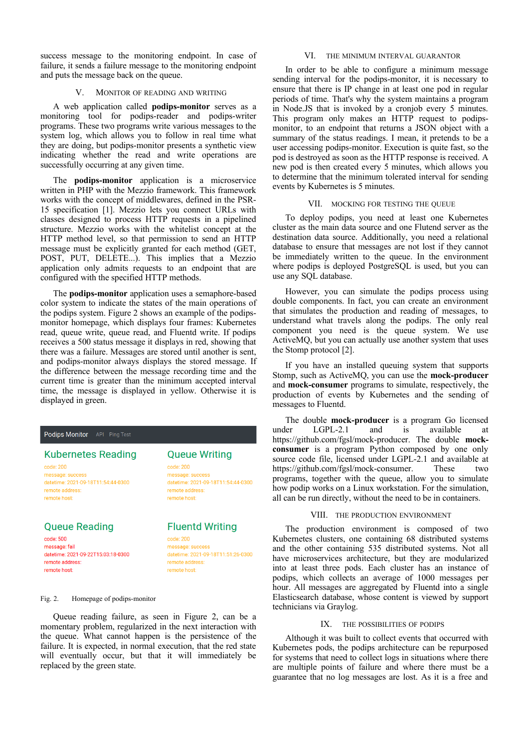success message to the monitoring endpoint. In case of failure, it sends a failure message to the monitoring endpoint and puts the message back on the queue.

## V. Monitor of Reading and Writing

A web application called **podips-monitor** serves as a monitoring tool for podips-reader and podips-writer programs. These two programs write various messages to the system log, which allows you to follow in real time what they are doing, but podips-monitor presents a synthetic view indicating whether the read and write operations are successfully occurring at any given time.

The **podips-monitor** application is a microservice written in PHP with the Mezzio framework. This framework works with the concept of middlewares, defined in the PSR-15 specification [1]. Mezzio lets you connect URLs with classes designed to process HTTP requests in a pipelined structure. Mezzio works with the whitelist concept at the HTTP method level, so that permission to send an HTTP message must be explicitly granted for each method (GET, POST, PUT, DELETE...). This implies that a Mezzio application only admits requests to an endpoint that are configured with the specified HTTP methods.

The **podips-monitor** application uses a semaphore-based color system to indicate the states of the main operations of the podips system. Figure 2 shows an example of the podips-monitor homepage, which displays four frames: Kubernetes read, queue write, queue read, and Fluentd write. If podips receives a 500 status message it displays in red, showing that there was a failure. Messages are stored until another is sent, and podips-monitor always displays the stored message. If the difference between the message recording time and the current time is greater than the minimum accepted interval time, the message is displayed in yellow. Otherwise it is displayed in green.

Fig. 2. Homepage of podips-monitor

Queue reading failure, as seen in Figure 2, can be a momentary problem, regularized in the next interaction with the queue. What cannot happen is the persistence of the failure. It is expected, in normal execution, that the red state will eventually occur, but that it will immediately be replaced by the green state.

## VI. The Minimum Interval Guarantor

In order to be able to configure a minimum message sending interval for the podips-monitor, it is necessary to ensure that there is IP change in at least one pod in regular periods of time. That's why the system maintains a program in Node.JS that is invoked by a cronjob every 5 minutes. This program only makes an HTTP request to podips-monitor, to an endpoint that returns a JSON object with a summary of the status readings. I mean, it pretends to be a user accessing podips-monitor. Execution is quite fast, so the pod is destroyed as soon as the HTTP response is received. A new pod is then created every 5 minutes, which allows you to determine that the minimum tolerated interval for sending events by Kubernetes is 5 minutes.

## VII. Mocking for Testing the Queue

To deploy podips, you need at least one Kubernetes cluster as the main data source and one Flutend server as the destination data source. Additionally, you need a relational database to ensure that messages are not lost if they cannot be immediately written to the queue. In the environment where podips is deployed PostgreSQL is used, but you can use any SQL database.

However, you can simulate the podips process using double components. In fact, you can create an environment that simulates the production and reading of messages, to understand what travels along the podips. The only real component you need is the queue system. We use ActiveMQ, but you can actually use another system that uses the Stomp protocol [2].

If you have an installed queuing system that supports Stomp, such as ActiveMQ, you can use the **mock-producer** and **mock-consumer** programs to simulate, respectively, the production of events by Kubernetes and the sending of messages to Fluentd.

The double **mock-producer** is a program Go licensed under LGPL-2.1 and is available at https://github.com/fgsl/mock-producer. The double **mock-consumer** is a program Python composed by one only source code file, licensed under LGPL-2.1 and available at https://github.com/fgsl/mock-consumer. These two programs, together with the queue, allow you to simulate how podip works on a Linux workstation. For the simulation, all can be run directly, without the need to be in containers.

## VIII. The Production Environment

The production environment is composed of two Kubernetes clusters, one containing 68 distributed systems and the other containing 535 distributed systems. Not all have microservices architecture, but they are modularized into at least three pods. Each cluster has an instance of podips, which collects an average of 1000 messages per hour. All messages are aggregated by Fluentd into a single Elasticsearch database, whose content is viewed by support technicians via Graylog.

## IX. The Possibilities of Podips

Although it was built to collect events that occurred with Kubernetes pods, the podips architecture can be repurposed for systems that need to collect logs in situations where there are multiple points of failure and where there must be a guarantee that no log messages are lost. As it is a free and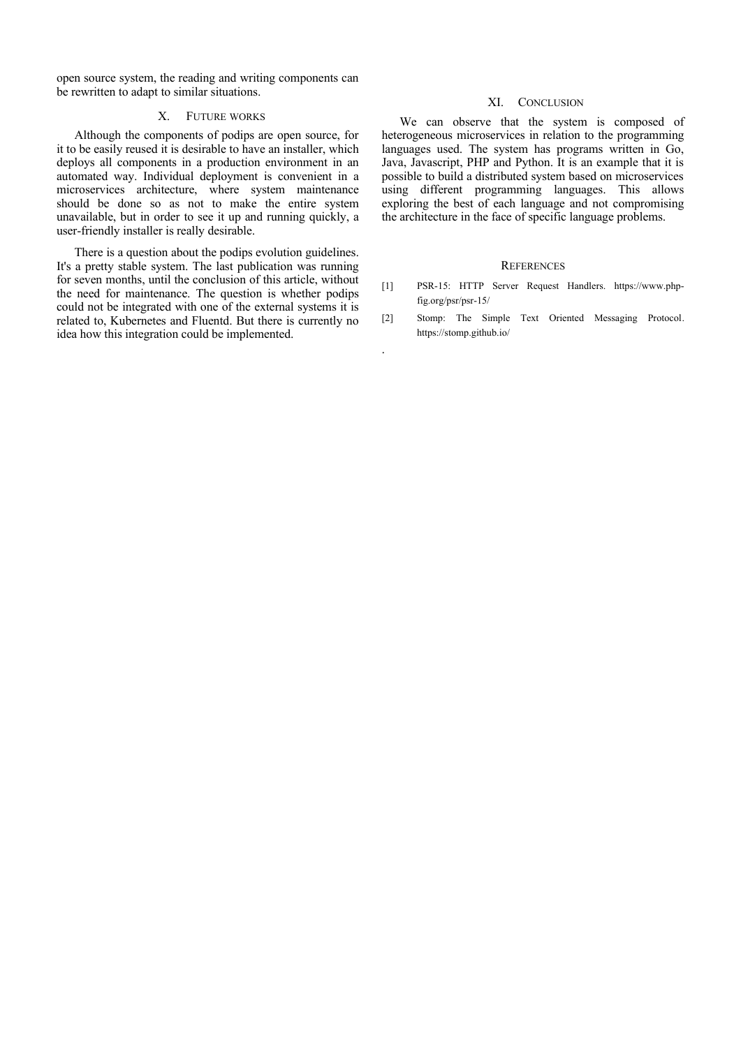open source system, the reading and writing components can be rewritten to adapt to similar situations.

## X. Future works

Although the components of podips are open source, for it to be easily reused it is desirable to have an installer, which deploys all components in a production environment in an automated way. Individual deployment is convenient in a microservices architecture, where system maintenance should be done so as not to make the entire system unavailable, but in order to see it up and running quickly, a user-friendly installer is really desirable.

There is a question about the podips evolution guidelines. It's a pretty stable system. The last publication was running for seven months, until the conclusion of this article, without the need for maintenance. The question is whether podips could not be integrated with one of the external systems it is related to, Kubernetes and Fluentd. But there is currently no idea how this integration could be implemented.

## XI. Conclusion

We can observe that the system is composed of heterogeneous microservices in relation to the programming languages used. The system has programs written in Go, Java, Javascript, PHP and Python. It is an example that it is possible to build a distributed system based on microservices using different programming languages. This allows exploring the best of each language and not compromising the architecture in the face of specific language problems.

## References

[1] PSR-15: HTTP Server Request Handlers. https://www.php-fig.org/psr/psr-15/

[2] Stomp: The Simple Text Oriented Messaging Protocol. https://stomp.github.io/

.